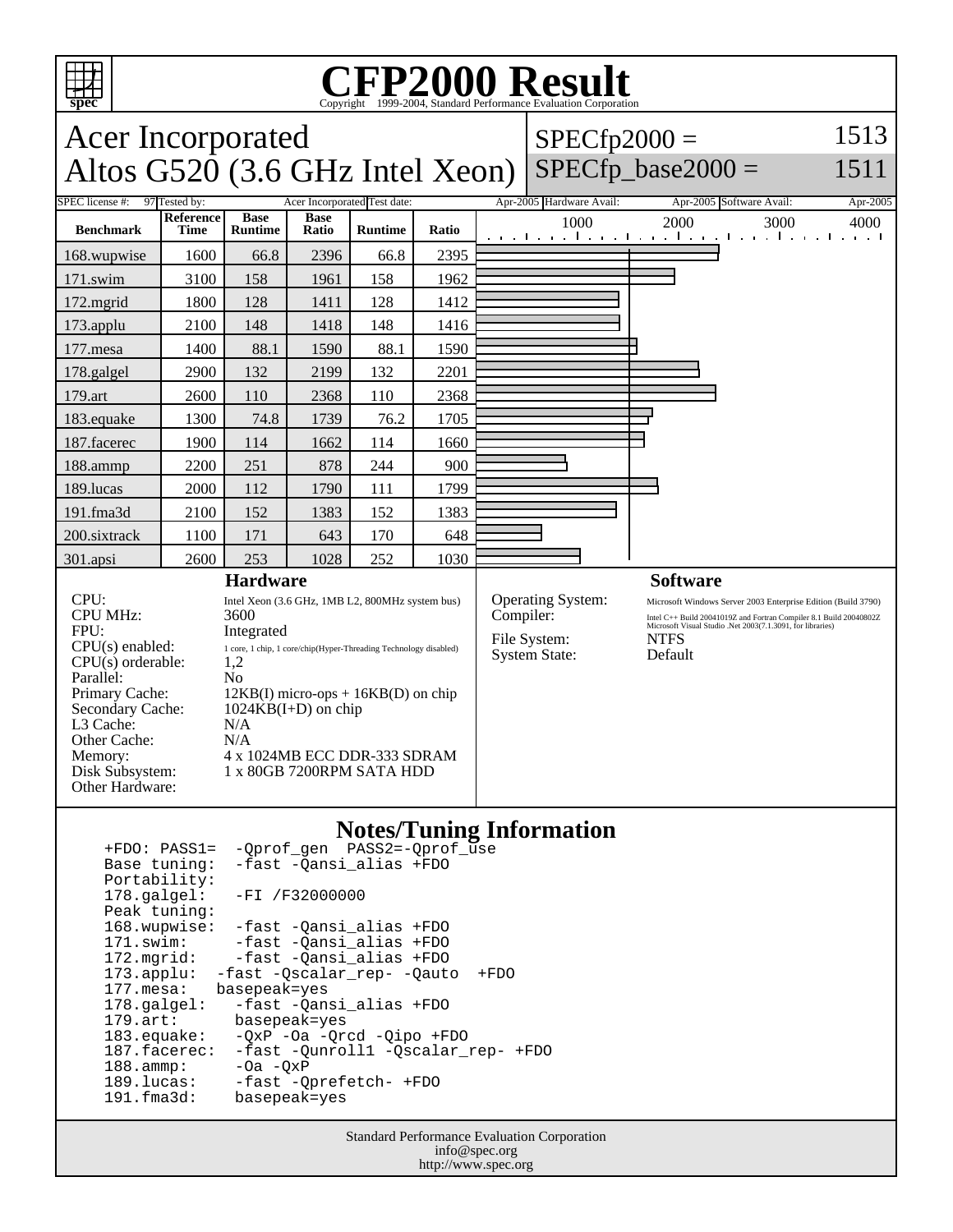# CFP2000 Result

Copyright 1999-2004, Standard Performance Evaluation Corporation

## Acer Incorporated
## Altos G520 (3.6 GHz Intel Xeon)

SPECfp2000 = 1513
SPECfp_base2000 = 1511

| SPEC license #: | 97 | Tested by: | Acer Incorporated | Test date: | Apr-2005 | Hardware Avail: | Apr-2005 | Software Avail: | Apr-2005 |
|---|---|---|---|---|---|---|---|---|---|

| Benchmark | Reference Time | Base Runtime | Base Ratio | Runtime | Ratio |
|---|---|---|---|---|---|
| 168.wupwise | 1600 | 66.8 | 2396 | 66.8 | 2395 |
| 171.swim | 3100 | 158 | 1961 | 158 | 1962 |
| 172.mgrid | 1800 | 128 | 1411 | 128 | 1412 |
| 173.applu | 2100 | 148 | 1418 | 148 | 1416 |
| 177.mesa | 1400 | 88.1 | 1590 | 88.1 | 1590 |
| 178.galgel | 2900 | 132 | 2199 | 132 | 2201 |
| 179.art | 2600 | 110 | 2368 | 110 | 2368 |
| 183.equake | 1300 | 74.8 | 1739 | 76.2 | 1705 |
| 187.facerec | 1900 | 114 | 1662 | 114 | 1660 |
| 188.ammp | 2200 | 251 | 878 | 244 | 900 |
| 189.lucas | 2000 | 112 | 1790 | 111 | 1799 |
| 191.fma3d | 2100 | 152 | 1383 | 152 | 1383 |
| 200.sixtrack | 1100 | 171 | 643 | 170 | 648 |
| 301.apsi | 2600 | 253 | 1028 | 252 | 1030 |

### Hardware

| | |
|---|---|
| CPU: | Intel Xeon (3.6 GHz, 1MB L2, 800MHz system bus) |
| CPU MHz: | 3600 |
| FPU: | Integrated |
| CPU(s) enabled: | 1 core, 1 chip, 1 core/chip(Hyper-Threading Technology disabled) |
| CPU(s) orderable: | 1,2 |
| Parallel: | No |
| Primary Cache: | 12KB(I) micro-ops + 16KB(D) on chip |
| Secondary Cache: | 1024KB(I+D) on chip |
| L3 Cache: | N/A |
| Other Cache: | N/A |
| Memory: | 4 x 1024MB ECC DDR-333 SDRAM |
| Disk Subsystem: | 1 x 80GB 7200RPM SATA HDD |
| Other Hardware: | |

### Software

| | |
|---|---|
| Operating System: | Microsoft Windows Server 2003 Enterprise Edition (Build 3790) |
| Compiler: | Intel C++ Build 20041019Z and Fortran Compiler 8.1 Build 20040802Z Microsoft Visual Studio .Net 2003(7.1.3091, for libraries) |
| File System: | NTFS |
| System State: | Default |

### Notes/Tuning Information

```
+FDO: PASS1=  -Qprof_gen  PASS2=-Qprof_use
Base tuning:  -fast -Qansi_alias +FDO
Portability:
178.galgel:   -FI /F32000000
Peak tuning:
168.wupwise:  -fast -Qansi_alias +FDO
171.swim:     -fast -Qansi_alias +FDO
172.mgrid:    -fast -Qansi_alias +FDO
173.applu:  -fast -Qscalar_rep- -Qauto  +FDO
177.mesa:   basepeak=yes
178.galgel:   -fast -Qansi_alias +FDO
179.art:      basepeak=yes
183.equake:   -QxP -Oa -Qrcd -Qipo +FDO
187.facerec:  -fast -Qunroll1 -Qscalar_rep- +FDO
188.ammp:     -Oa -QxP
189.lucas:    -fast -Qprefetch- +FDO
191.fma3d:    basepeak=yes
```

Standard Performance Evaluation Corporation
info@spec.org
http://www.spec.org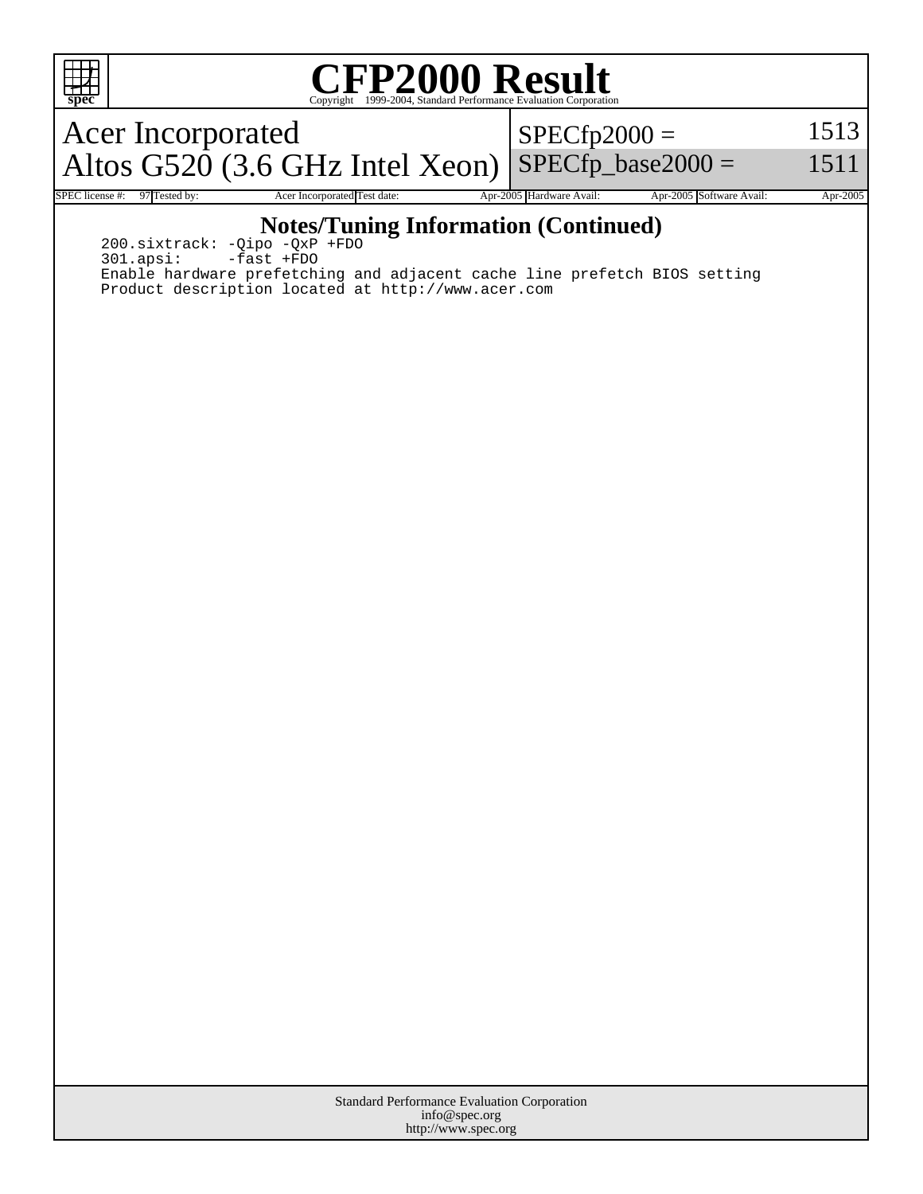# CFP2000 Result

Copyright 1999-2004, Standard Performance Evaluation Corporation

Acer Incorporated
Altos G520 (3.6 GHz Intel Xeon)

SPECfp2000 = 1513
SPECfp_base2000 = 1511

| | | | | | | | | | |
|---|---|---|---|---|---|---|---|---|---|
| SPEC license #: | 97 | Tested by: | Acer Incorporated | Test date: | Apr-2005 | Hardware Avail: | Apr-2005 | Software Avail: | Apr-2005 |

## Notes/Tuning Information (Continued)

```
200.sixtrack: -Qipo -QxP +FDO
301.apsi:     -fast +FDO
Enable hardware prefetching and adjacent cache line prefetch BIOS setting
Product description located at http://www.acer.com
```

Standard Performance Evaluation Corporation
info@spec.org
http://www.spec.org